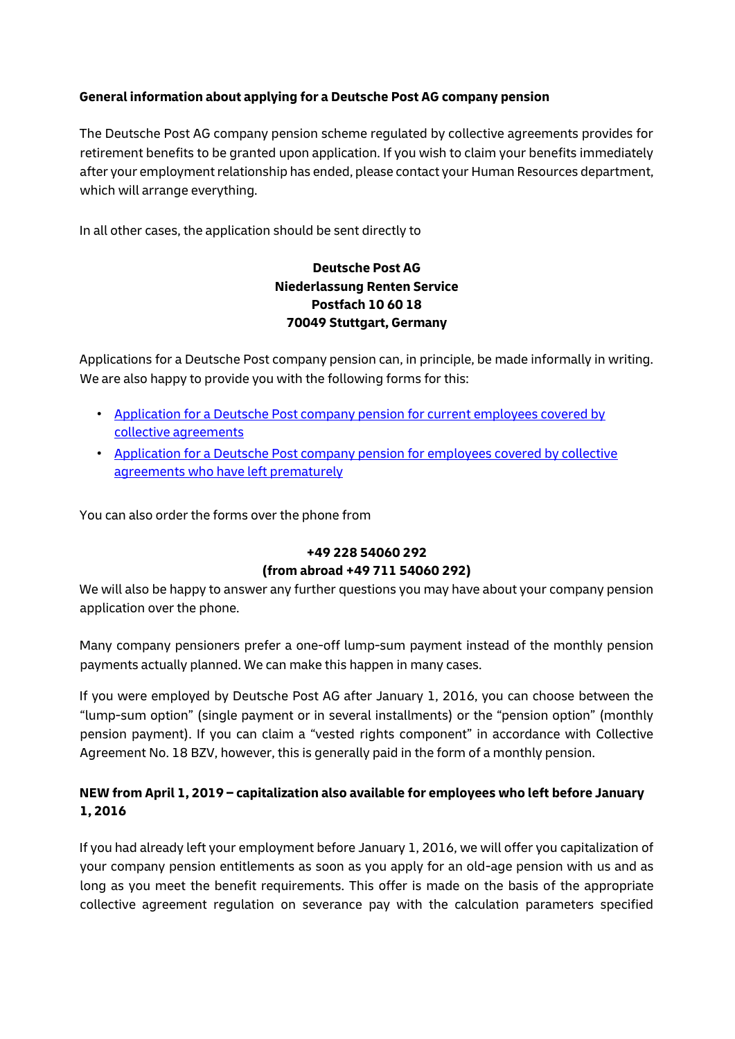**General information about applying for a Deutsche Post AG company pension**

The Deutsche Post AG company pension scheme regulated by collective agreements provides for retirement benefits to be granted upon application. If you wish to claim your benefits immediately after your employment relationship has ended, please contact your Human Resources department, which will arrange everything.

In all other cases, the application should be sent directly to

**Deutsche Post AG**
**Niederlassung Renten Service**
**Postfach 10 60 18**
**70049 Stuttgart, Germany**

Applications for a Deutsche Post company pension can, in principle, be made informally in writing. We are also happy to provide you with the following forms for this:

- Application for a Deutsche Post company pension for current employees covered by collective agreements
- Application for a Deutsche Post company pension for employees covered by collective agreements who have left prematurely

You can also order the forms over the phone from

**+49 228 54060 292**
**(from abroad +49 711 54060 292)**

We will also be happy to answer any further questions you may have about your company pension application over the phone.

Many company pensioners prefer a one-off lump-sum payment instead of the monthly pension payments actually planned. We can make this happen in many cases.

If you were employed by Deutsche Post AG after January 1, 2016, you can choose between the "lump-sum option" (single payment or in several installments) or the "pension option" (monthly pension payment). If you can claim a "vested rights component" in accordance with Collective Agreement No. 18 BZV, however, this is generally paid in the form of a monthly pension.

**NEW from April 1, 2019 – capitalization also available for employees who left before January 1, 2016**

If you had already left your employment before January 1, 2016, we will offer you capitalization of your company pension entitlements as soon as you apply for an old-age pension with us and as long as you meet the benefit requirements. This offer is made on the basis of the appropriate collective agreement regulation on severance pay with the calculation parameters specified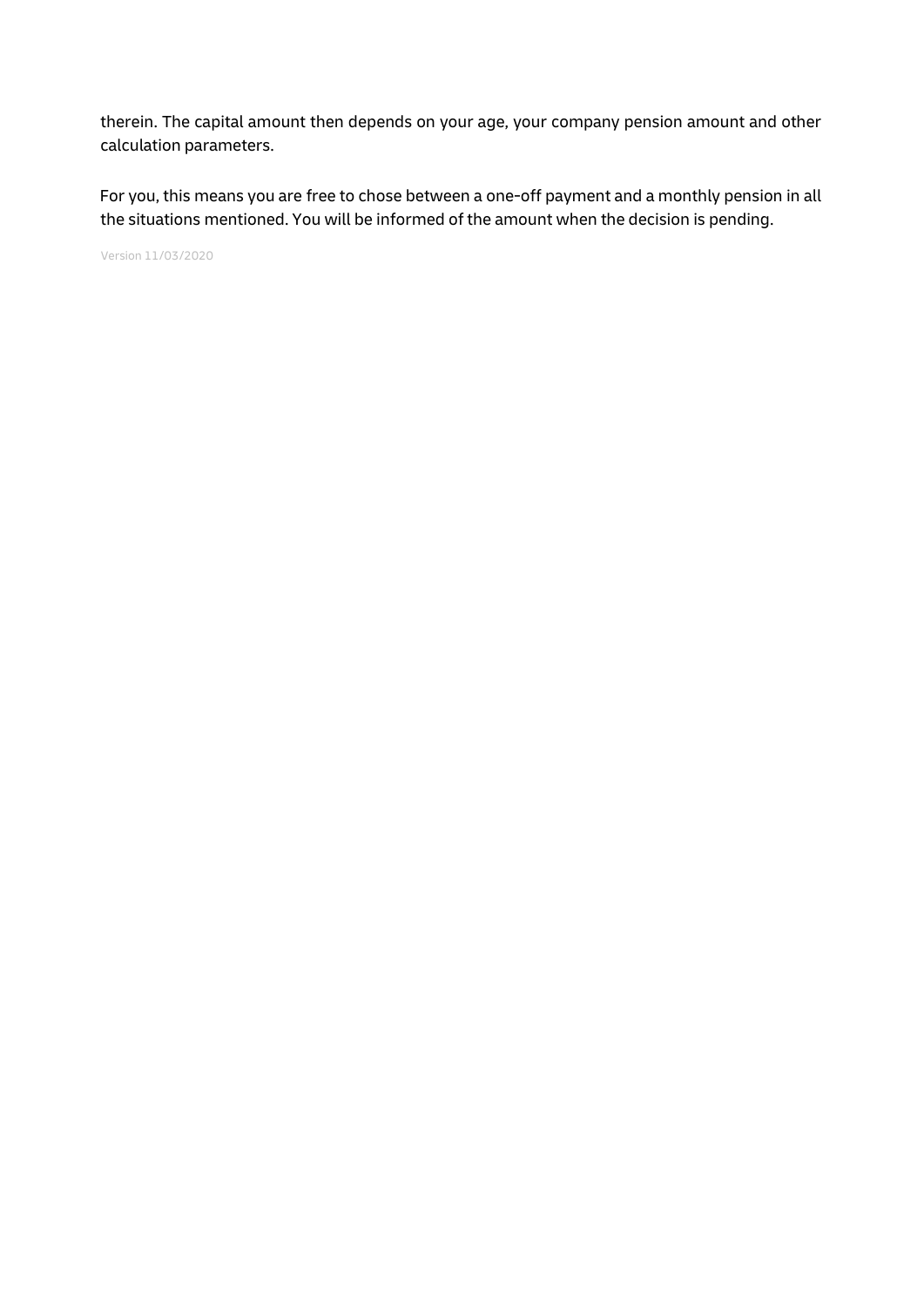therein. The capital amount then depends on your age, your company pension amount and other calculation parameters.

For you, this means you are free to chose between a one-off payment and a monthly pension in all the situations mentioned. You will be informed of the amount when the decision is pending.

Version 11/03/2020